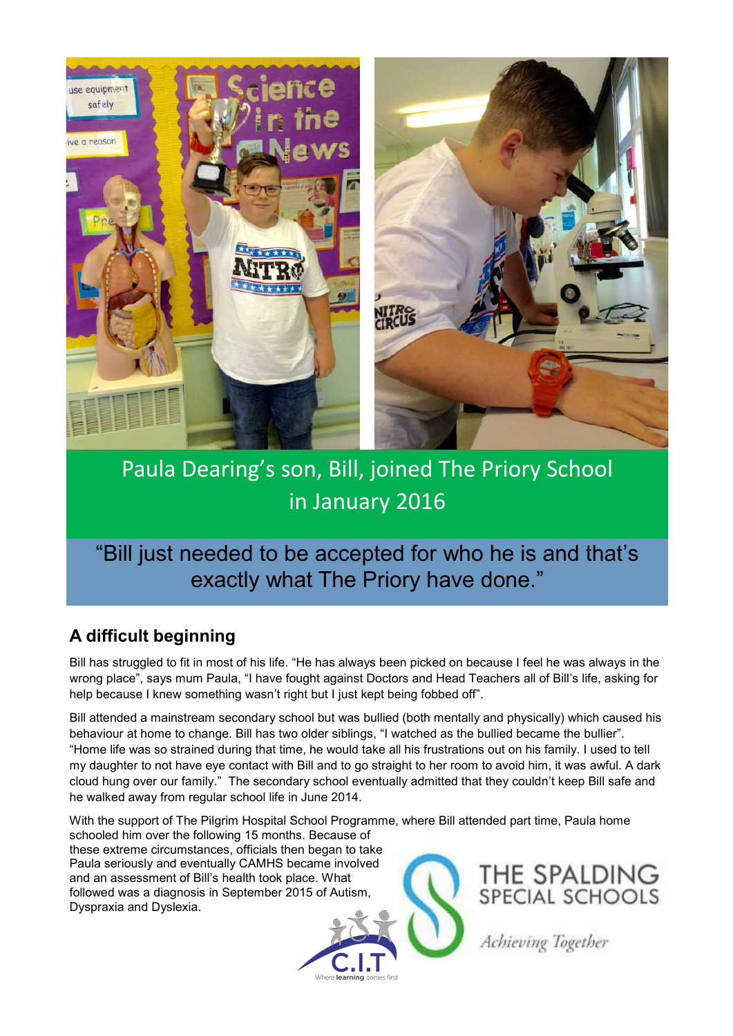Paula Dearing's son, Bill, joined The Priory School in January 2016

"Bill just needed to be accepted for who he is and that's exactly what The Priory have done."

## A difficult beginning

Bill has struggled to fit in most of his life. "He has always been picked on because I feel he was always in the wrong place", says mum Paula, "I have fought against Doctors and Head Teachers all of Bill's life, asking for help because I knew something wasn't right but I just kept being fobbed off".

Bill attended a mainstream secondary school but was bullied (both mentally and physically) which caused his behaviour at home to change. Bill has two older siblings, "I watched as the bullied became the bullier". "Home life was so strained during that time, he would take all his frustrations out on his family. I used to tell my daughter to not have eye contact with Bill and to go straight to her room to avoid him, it was awful. A dark cloud hung over our family." The secondary school eventually admitted that they couldn't keep Bill safe and he walked away from regular school life in June 2014.

With the support of The Pilgrim Hospital School Programme, where Bill attended part time, Paula home schooled him over the following 15 months. Because of these extreme circumstances, officials then began to take Paula seriously and eventually CAMHS became involved and an assessment of Bill's health took place. What followed was a diagnosis in September 2015 of Autism, Dyspraxia and Dyslexia.

C.I.T Where learning comes first

THE SPALDING SPECIAL SCHOOLS

*Achieving Together*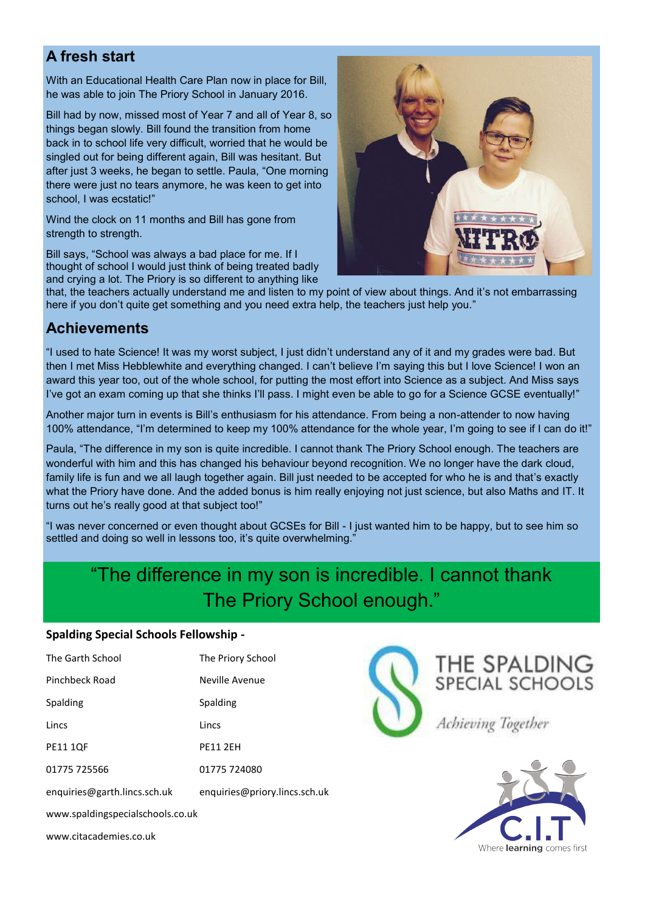## A fresh start

With an Educational Health Care Plan now in place for Bill, he was able to join The Priory School in January 2016.

Bill had by now, missed most of Year 7 and all of Year 8, so things began slowly. Bill found the transition from home back in to school life very difficult, worried that he would be singled out for being different again, Bill was hesitant. But after just 3 weeks, he began to settle. Paula, "One morning there were just no tears anymore, he was keen to get into school, I was ecstatic!"

Wind the clock on 11 months and Bill has gone from strength to strength.

Bill says, "School was always a bad place for me. If I thought of school I would just think of being treated badly and crying a lot. The Priory is so different to anything like that, the teachers actually understand me and listen to my point of view about things. And it's not embarrassing here if you don't quite get something and you need extra help, the teachers just help you."

## Achievements

"I used to hate Science! It was my worst subject, I just didn't understand any of it and my grades were bad. But then I met Miss Hebblewhite and everything changed. I can't believe I'm saying this but I love Science! I won an award this year too, out of the whole school, for putting the most effort into Science as a subject. And Miss says I've got an exam coming up that she thinks I'll pass. I might even be able to go for a Science GCSE eventually!"

Another major turn in events is Bill's enthusiasm for his attendance. From being a non-attender to now having 100% attendance, "I'm determined to keep my 100% attendance for the whole year, I'm going to see if I can do it!"

Paula, "The difference in my son is quite incredible. I cannot thank The Priory School enough. The teachers are wonderful with him and this has changed his behaviour beyond recognition. We no longer have the dark cloud, family life is fun and we all laugh together again. Bill just needed to be accepted for who he is and that's exactly what the Priory have done. And the added bonus is him really enjoying not just science, but also Maths and IT. It turns out he's really good at that subject too!"

"I was never concerned or even thought about GCSEs for Bill - I just wanted him to be happy, but to see him so settled and doing so well in lessons too, it's quite overwhelming."

> "The difference in my son is incredible. I cannot thank The Priory School enough."

**Spalding Special Schools Fellowship -**

The Garth School
Pinchbeck Road
Spalding
Lincs
PE11 1QF
01775 725566
enquiries@garth.lincs.sch.uk

The Priory School
Neville Avenue
Spalding
Lincs
PE11 2EH
01775 724080
enquiries@priory.lincs.sch.uk

www.spaldingspecialschools.co.uk

www.citacademies.co.uk

THE SPALDING SPECIAL SCHOOLS

*Achieving Together*

C.I.T

Where **learning** comes first